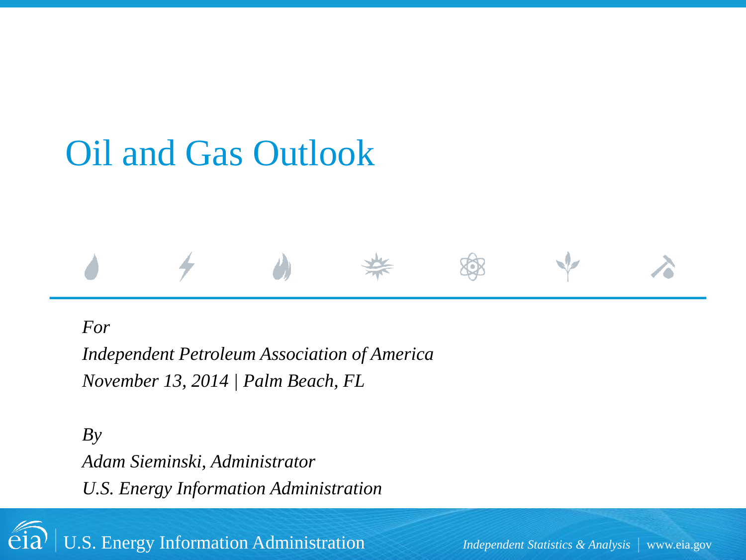# Oil and Gas Outlook

*For*

*Independent Petroleum Association of America*

*November 13, 2014 | Palm Beach, FL*

*By*

*Adam Sieminski, Administrator*

*U.S. Energy Information Administration*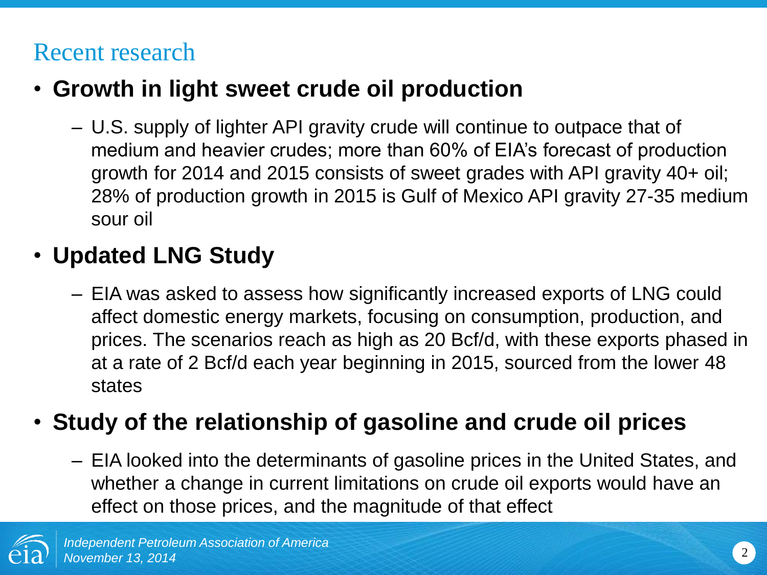## Recent research

- **Growth in light sweet crude oil production**
  - U.S. supply of lighter API gravity crude will continue to outpace that of medium and heavier crudes; more than 60% of EIA's forecast of production growth for 2014 and 2015 consists of sweet grades with API gravity 40+ oil; 28% of production growth in 2015 is Gulf of Mexico API gravity 27-35 medium sour oil
- **Updated LNG Study**
  - EIA was asked to assess how significantly increased exports of LNG could affect domestic energy markets, focusing on consumption, production, and prices. The scenarios reach as high as 20 Bcf/d, with these exports phased in at a rate of 2 Bcf/d each year beginning in 2015, sourced from the lower 48 states
- **Study of the relationship of gasoline and crude oil prices**
  - EIA looked into the determinants of gasoline prices in the United States, and whether a change in current limitations on crude oil exports would have an effect on those prices, and the magnitude of that effect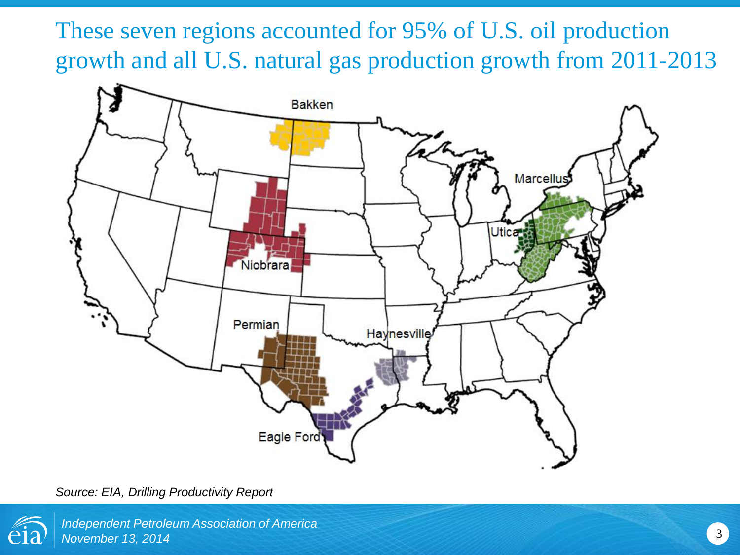# These seven regions accounted for 95% of U.S. oil production growth and all U.S. natural gas production growth from 2011-2013

Bakken

Niobrara

Marcellus

Utica

Permian

Haynesville

Eagle Ford

*Source: EIA, Drilling Productivity Report*

*Independent Petroleum Association of America*
*November 13, 2014*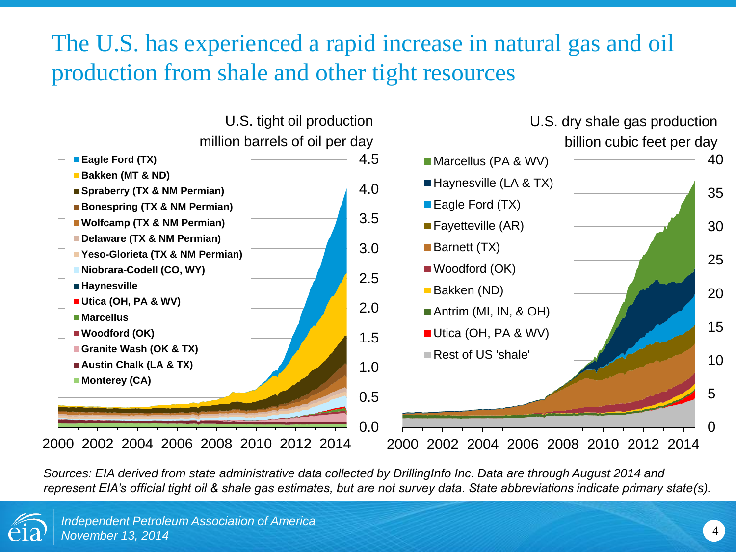# The U.S. has experienced a rapid increase in natural gas and oil production from shale and other tight resources

U.S. tight oil production
million barrels of oil per day

- Eagle Ford (TX)
- Bakken (MT & ND)
- Spraberry (TX & NM Permian)
- Bonespring (TX & NM Permian)
- Wolfcamp (TX & NM Permian)
- Delaware (TX & NM Permian)
- Yeso-Glorieta (TX & NM Permian)
- Niobrara-Codell (CO, WY)
- Haynesville
- Utica (OH, PA & WV)
- Marcellus
- Woodford (OK)
- Granite Wash (OK & TX)
- Austin Chalk (LA & TX)
- Monterey (CA)

U.S. dry shale gas production
billion cubic feet per day

- Marcellus (PA & WV)
- Haynesville (LA & TX)
- Eagle Ford (TX)
- Fayetteville (AR)
- Barnett (TX)
- Woodford (OK)
- Bakken (ND)
- Antrim (MI, IN, & OH)
- Utica (OH, PA & WV)
- Rest of US 'shale'

*Sources: EIA derived from state administrative data collected by DrillingInfo Inc. Data are through August 2014 and represent EIA's official tight oil & shale gas estimates, but are not survey data. State abbreviations indicate primary state(s).*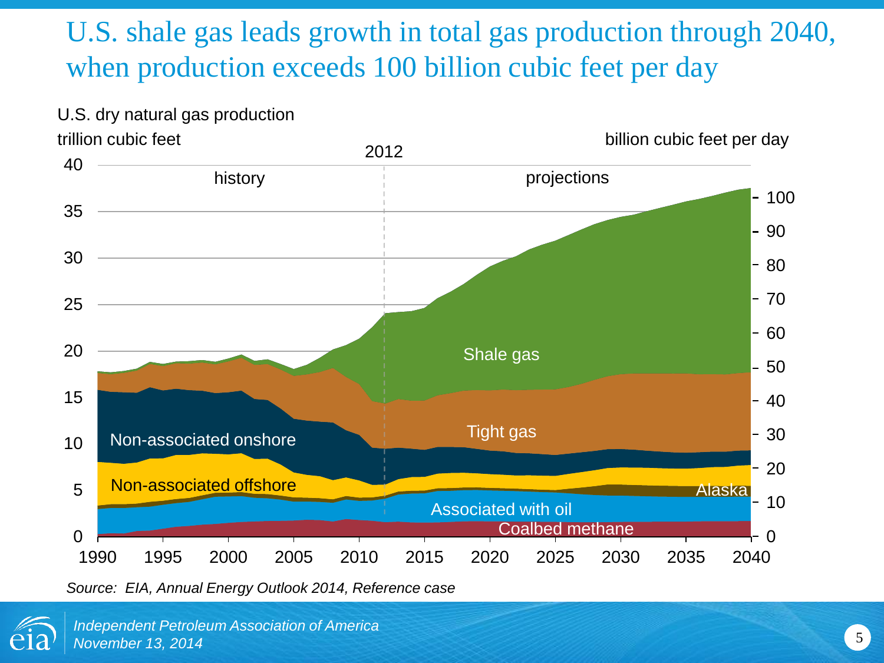# U.S. shale gas leads growth in total gas production through 2040, when production exceeds 100 billion cubic feet per day

U.S. dry natural gas production

trillion cubic feet | billion cubic feet per day

2012

history | projections

Shale gas

Tight gas

Non-associated onshore

Non-associated offshore

Alaska

Associated with oil

Coalbed methane

*Source: EIA, Annual Energy Outlook 2014, Reference case*

*Independent Petroleum Association of America*
*November 13, 2014*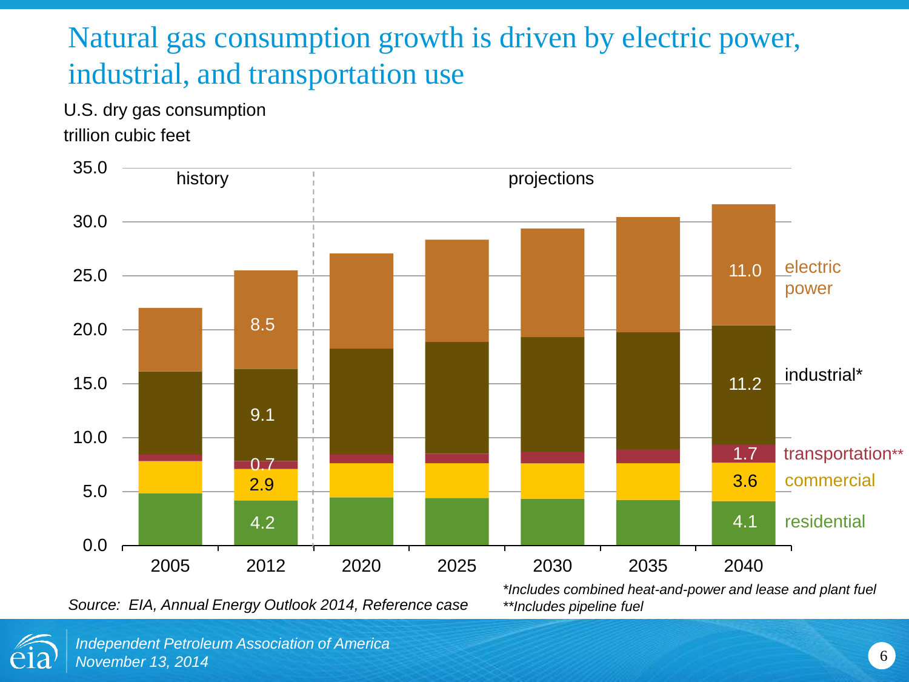# Natural gas consumption growth is driven by electric power, industrial, and transportation use

U.S. dry gas consumption
trillion cubic feet

| | 2005 | 2012 | 2020 | 2025 | 2030 | 2035 | 2040 |
|---|---|---|---|---|---|---|---|
| electric power | | 8.5 | | | | | 11.0 |
| industrial* | | 9.1 | | | | | 11.2 |
| transportation** | | 0.7 | | | | | 1.7 |
| commercial | | 2.9 | | | | | 3.6 |
| residential | | 4.2 | | | | | 4.1 |

history: 2005–2012; projections: 2020–2040

Source: EIA, Annual Energy Outlook 2014, Reference case

*Includes combined heat-and-power and lease and plant fuel
**Includes pipeline fuel

*Independent Petroleum Association of America*
*November 13, 2014*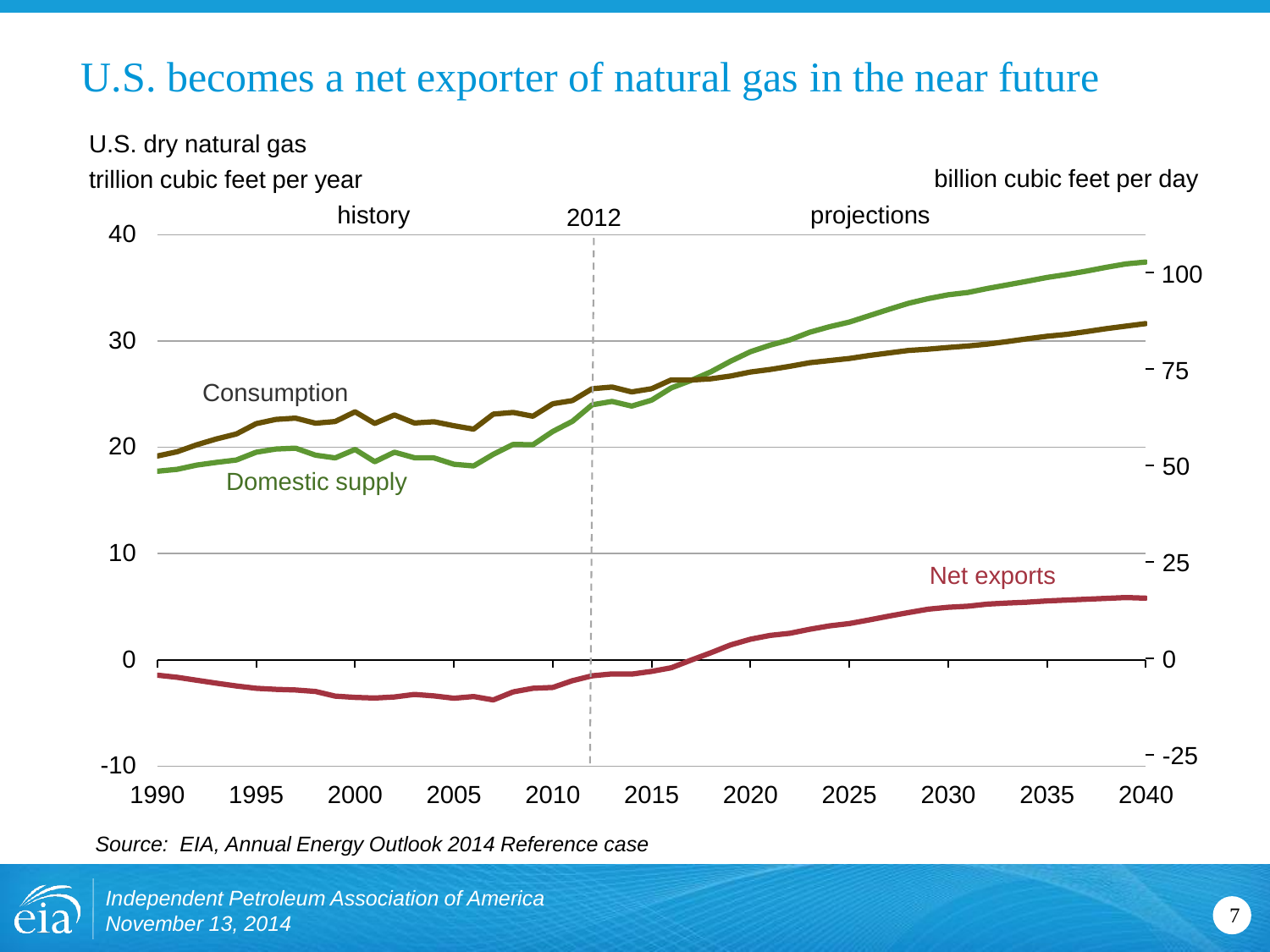# U.S. becomes a net exporter of natural gas in the near future

U.S. dry natural gas
trillion cubic feet per year

billion cubic feet per day

history | 2012 | projections

Consumption

Domestic supply

Net exports

*Source: EIA, Annual Energy Outlook 2014 Reference case*

*Independent Petroleum Association of America*
*November 13, 2014*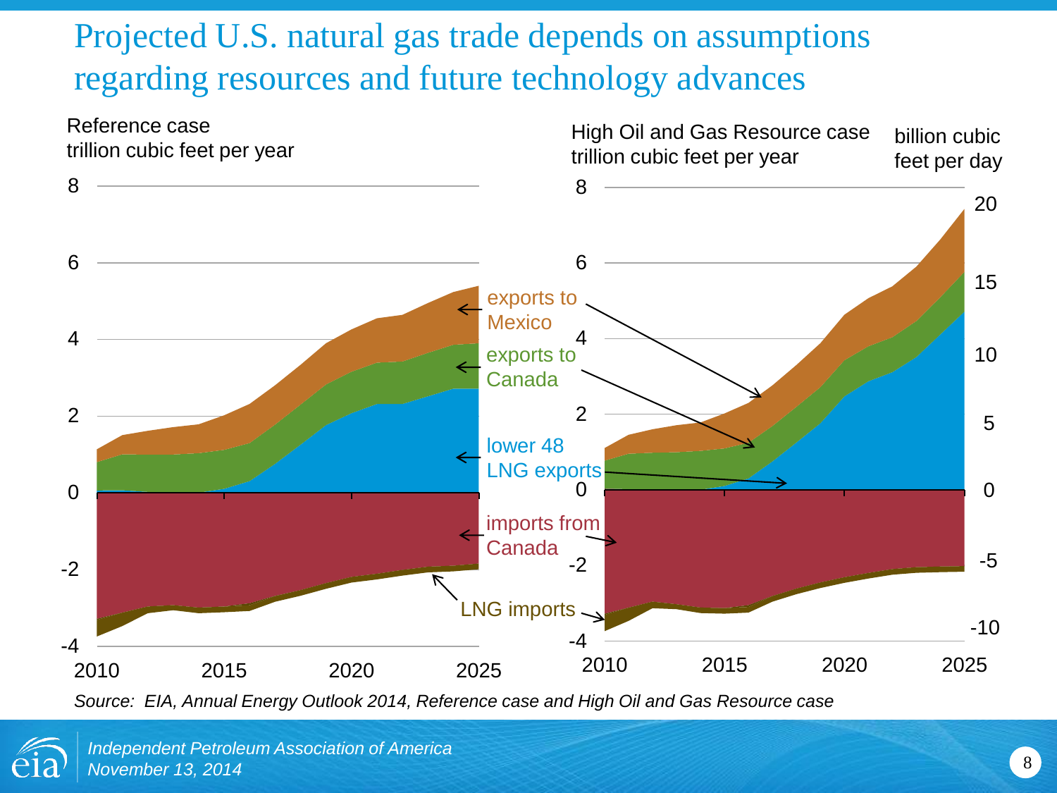# Projected U.S. natural gas trade depends on assumptions regarding resources and future technology advances

Reference case
trillion cubic feet per year

High Oil and Gas Resource case
trillion cubic feet per year

billion cubic feet per day

exports to Mexico

exports to Canada

lower 48 LNG exports

imports from Canada

LNG imports

*Source: EIA, Annual Energy Outlook 2014, Reference case and High Oil and Gas Resource case*

*Independent Petroleum Association of America*
*November 13, 2014*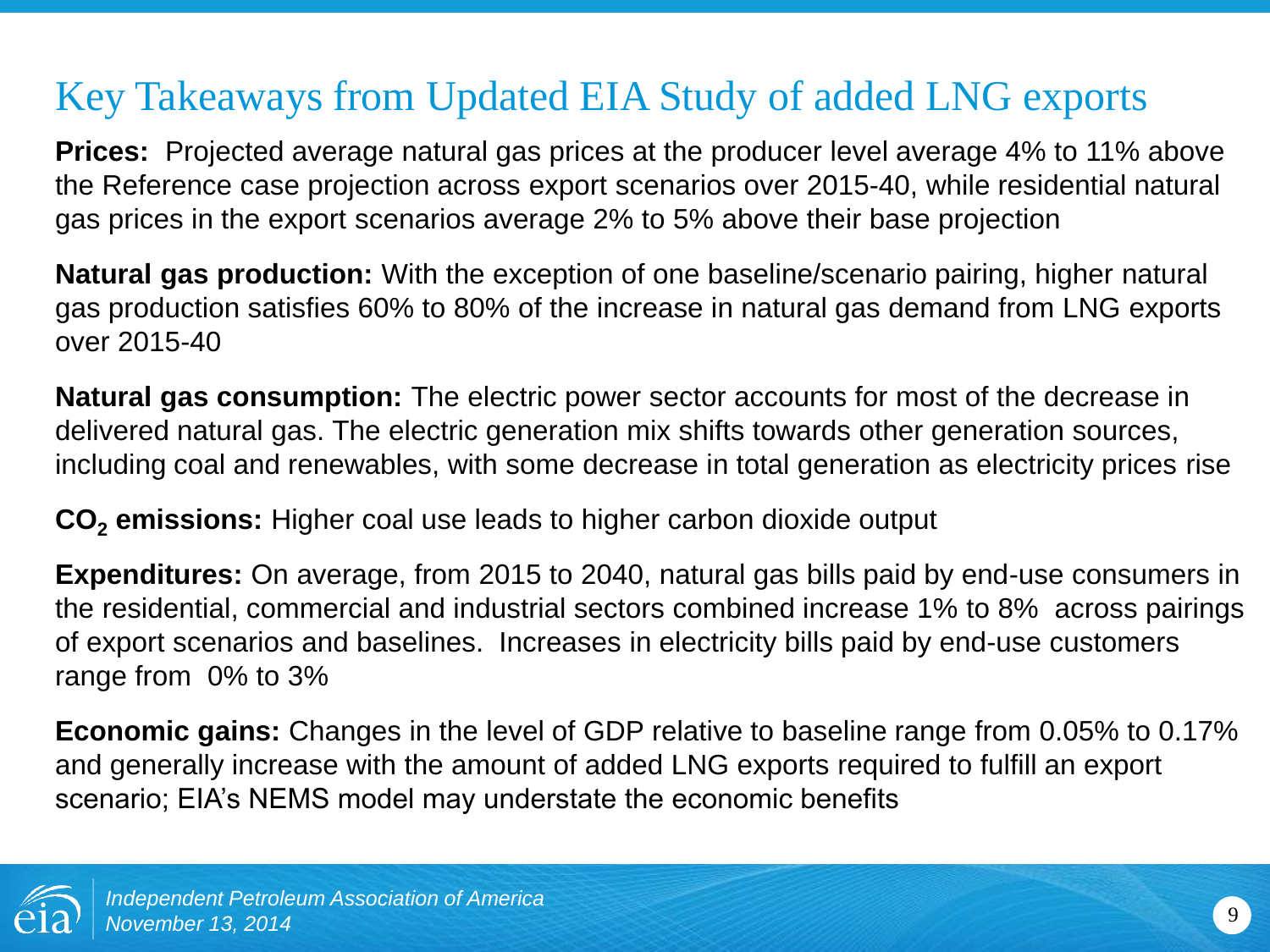# Key Takeaways from Updated EIA Study of added LNG exports

**Prices:** Projected average natural gas prices at the producer level average 4% to 11% above the Reference case projection across export scenarios over 2015-40, while residential natural gas prices in the export scenarios average 2% to 5% above their base projection

**Natural gas production:** With the exception of one baseline/scenario pairing, higher natural gas production satisfies 60% to 80% of the increase in natural gas demand from LNG exports over 2015-40

**Natural gas consumption:** The electric power sector accounts for most of the decrease in delivered natural gas. The electric generation mix shifts towards other generation sources, including coal and renewables, with some decrease in total generation as electricity prices rise

**$CO_2$ emissions:** Higher coal use leads to higher carbon dioxide output

**Expenditures:** On average, from 2015 to 2040, natural gas bills paid by end-use consumers in the residential, commercial and industrial sectors combined increase 1% to 8% across pairings of export scenarios and baselines. Increases in electricity bills paid by end-use customers range from 0% to 3%

**Economic gains:** Changes in the level of GDP relative to baseline range from 0.05% to 0.17% and generally increase with the amount of added LNG exports required to fulfill an export scenario; EIA's NEMS model may understate the economic benefits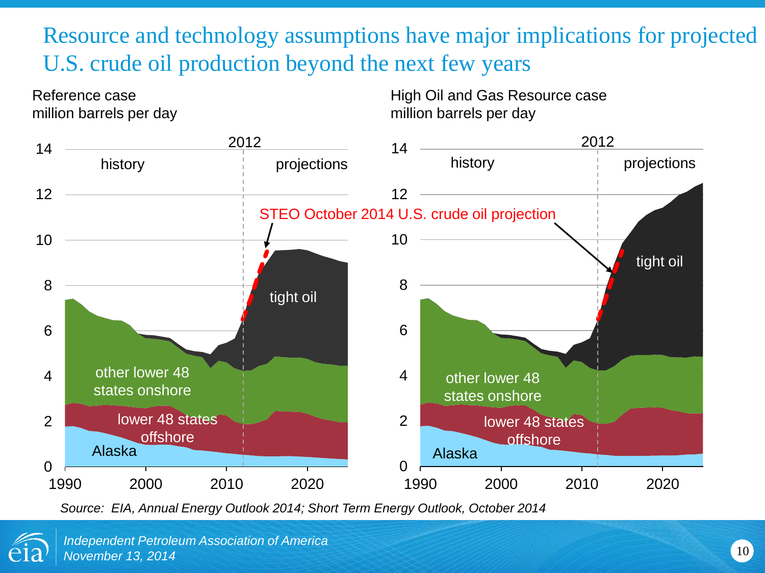# Resource and technology assumptions have major implications for projected U.S. crude oil production beyond the next few years

Reference case
million barrels per day

- 2012
- history
- projections
- STEO October 2014 U.S. crude oil projection
- tight oil
- other lower 48 states onshore
- lower 48 states offshore
- Alaska

High Oil and Gas Resource case
million barrels per day

- 2012
- history
- projections
- tight oil
- other lower 48 states onshore
- lower 48 states offshore
- Alaska

*Source: EIA, Annual Energy Outlook 2014; Short Term Energy Outlook, October 2014*

*Independent Petroleum Association of America*
*November 13, 2014*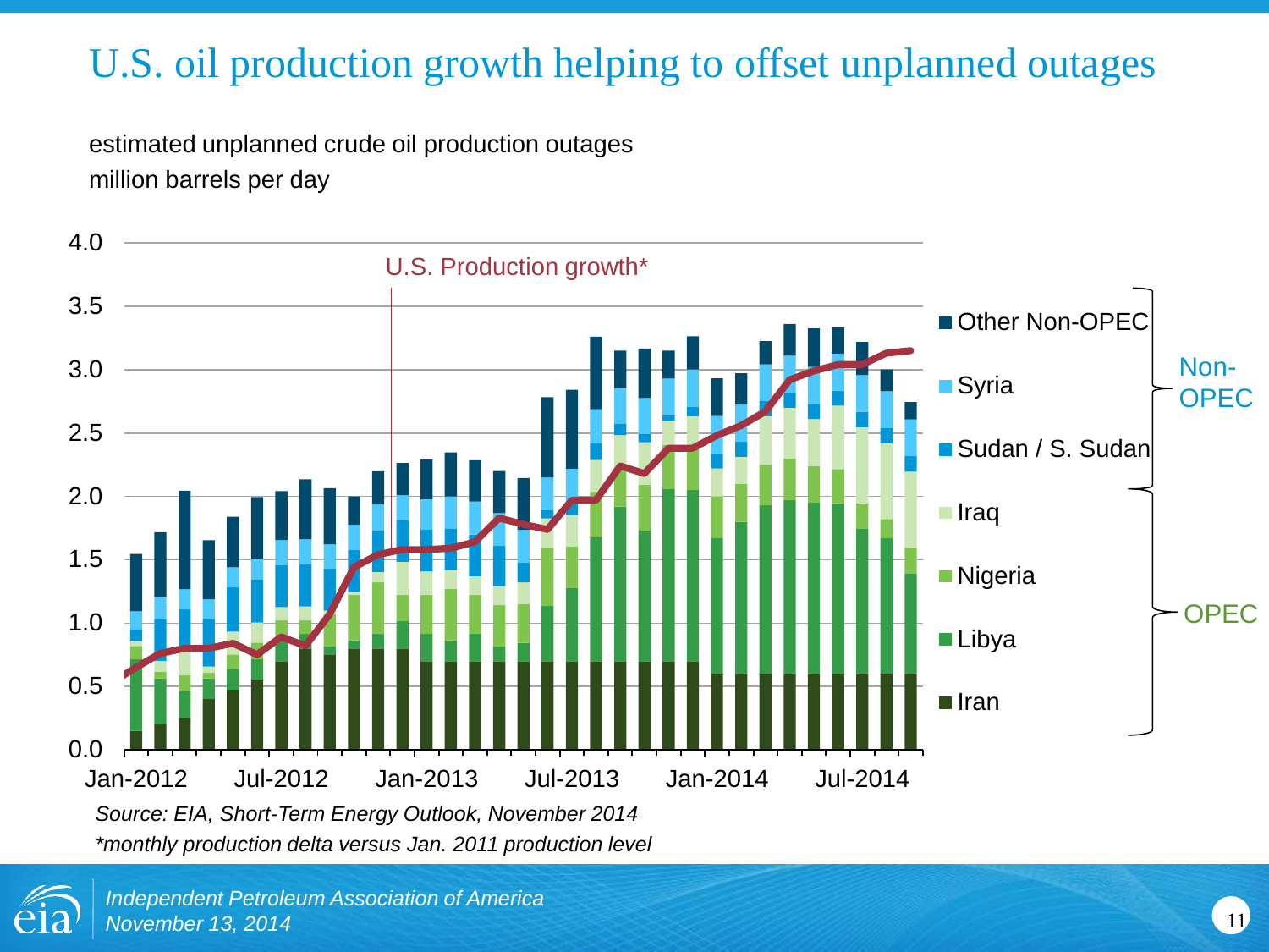# U.S. oil production growth helping to offset unplanned outages

estimated unplanned crude oil production outages
million barrels per day

*Source: EIA, Short-Term Energy Outlook, November 2014*

*\*monthly production delta versus Jan. 2011 production level*

*Independent Petroleum Association of America*
*November 13, 2014*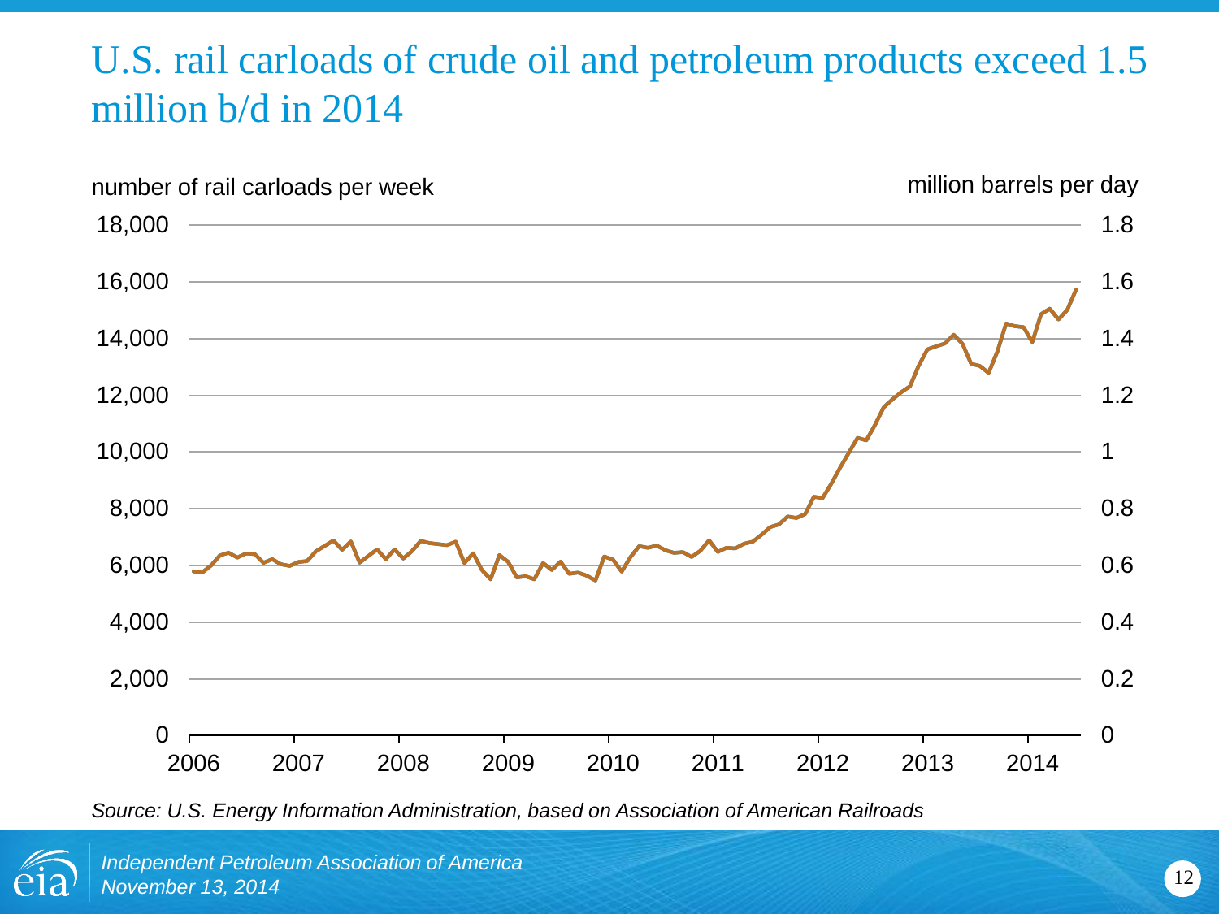# U.S. rail carloads of crude oil and petroleum products exceed 1.5 million b/d in 2014

number of rail carloads per week

million barrels per day

Source: U.S. Energy Information Administration, based on Association of American Railroads

*Independent Petroleum Association of America*
*November 13, 2014*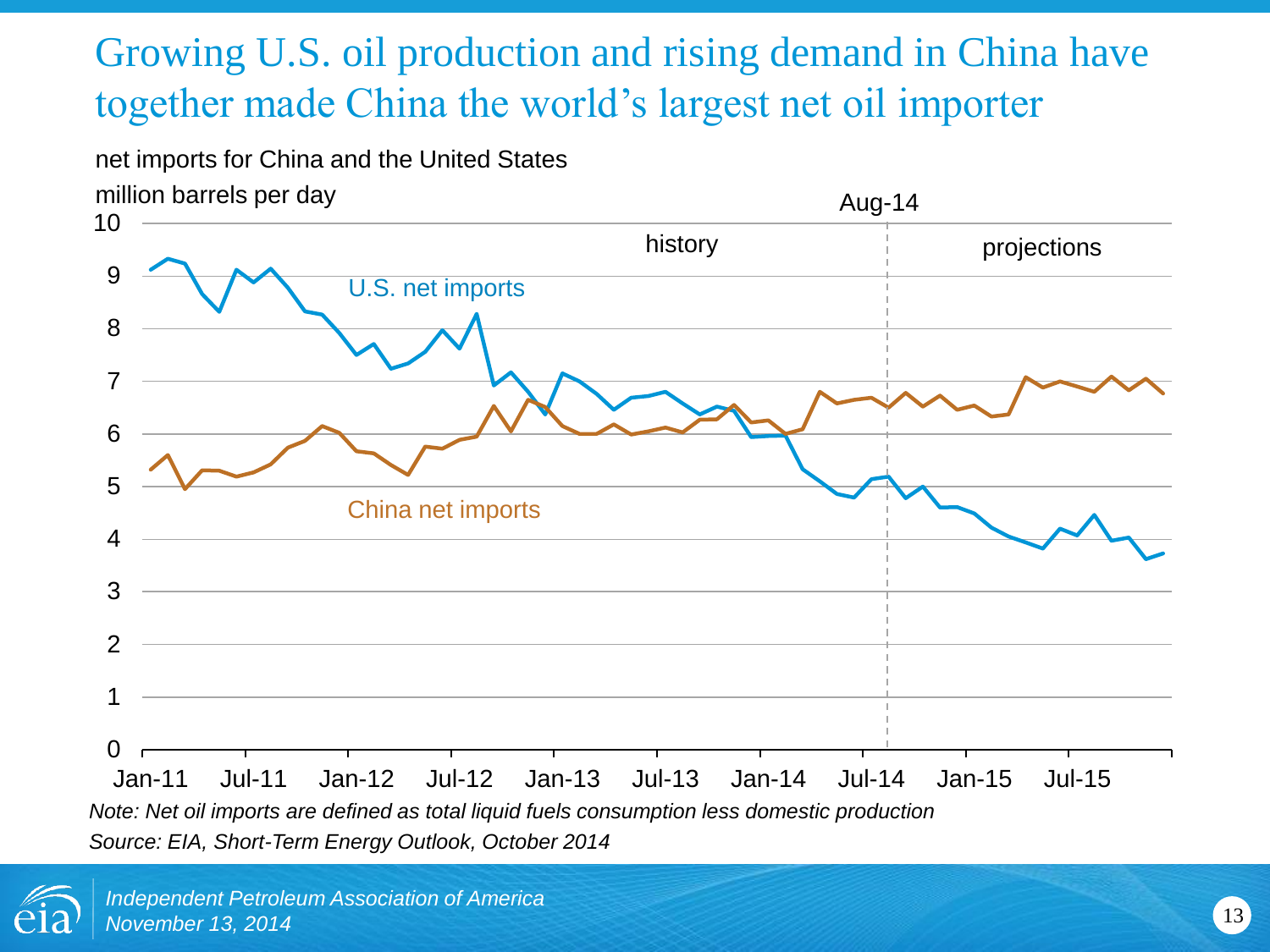# Growing U.S. oil production and rising demand in China have together made China the world's largest net oil importer

net imports for China and the United States

million barrels per day

*Note: Net oil imports are defined as total liquid fuels consumption less domestic production*

*Source: EIA, Short-Term Energy Outlook, October 2014*

*Independent Petroleum Association of America*
*November 13, 2014*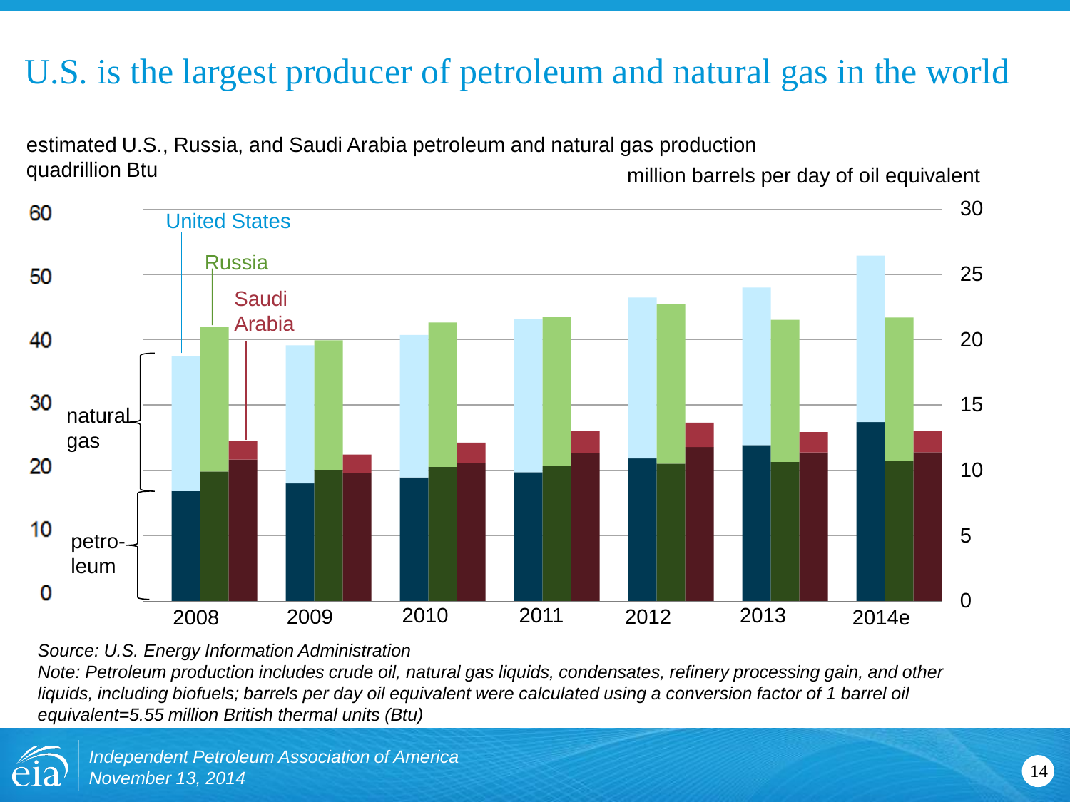# U.S. is the largest producer of petroleum and natural gas in the world

estimated U.S., Russia, and Saudi Arabia petroleum and natural gas production
quadrillion Btu

million barrels per day of oil equivalent

*Source: U.S. Energy Information Administration*
*Note: Petroleum production includes crude oil, natural gas liquids, condensates, refinery processing gain, and other liquids, including biofuels; barrels per day oil equivalent were calculated using a conversion factor of 1 barrel oil equivalent=5.55 million British thermal units (Btu)*

*Independent Petroleum Association of America*
*November 13, 2014*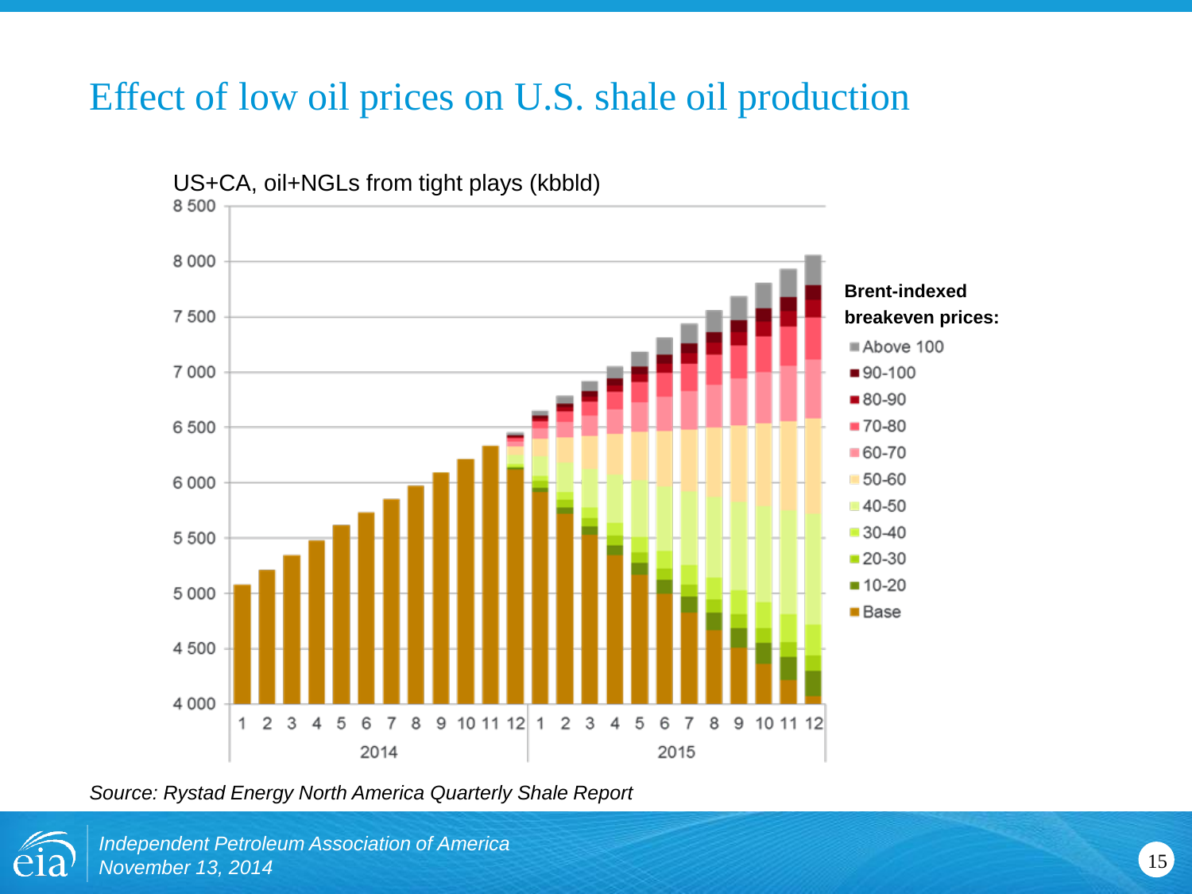# Effect of low oil prices on U.S. shale oil production

US+CA, oil+NGLs from tight plays (kbbld)

Brent-indexed breakeven prices:

- Above 100
- 90-100
- 80-90
- 70-80
- 60-70
- 50-60
- 40-50
- 30-40
- 20-30
- 10-20
- Base

*Source: Rystad Energy North America Quarterly Shale Report*

*Independent Petroleum Association of America*
*November 13, 2014*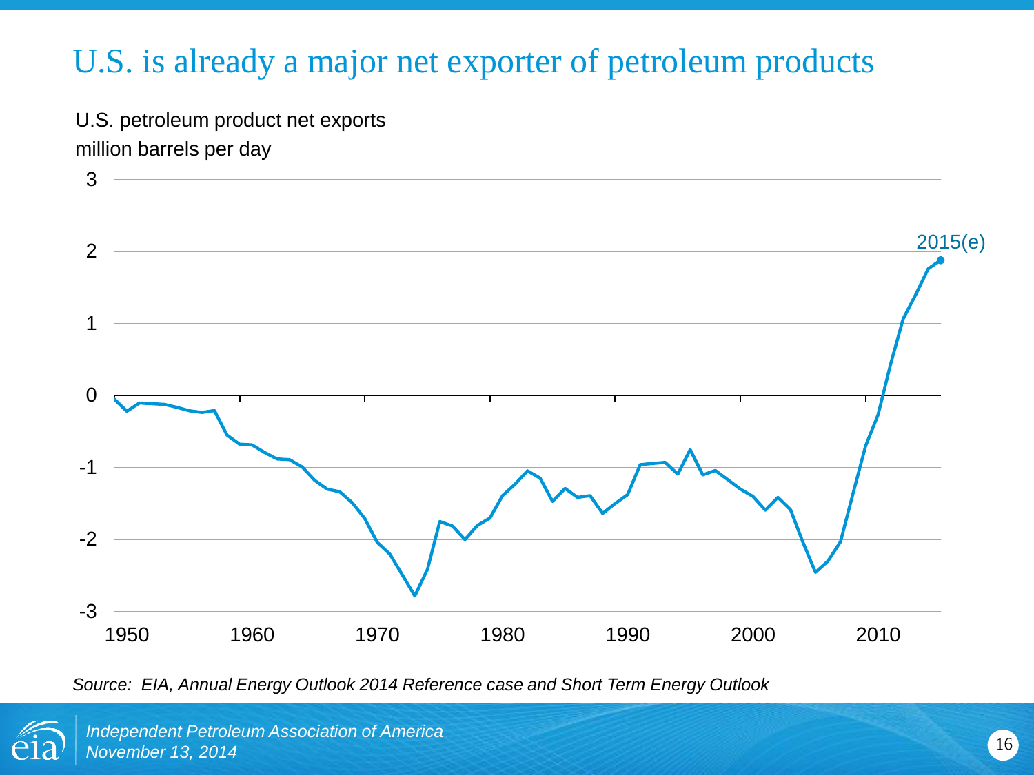# U.S. is already a major net exporter of petroleum products

U.S. petroleum product net exports
million barrels per day

3
2
1
0
-1
-2
-3

1950 1960 1970 1980 1990 2000 2010

2015(e)

*Source: EIA, Annual Energy Outlook 2014 Reference case and Short Term Energy Outlook*

*Independent Petroleum Association of America*
*November 13, 2014*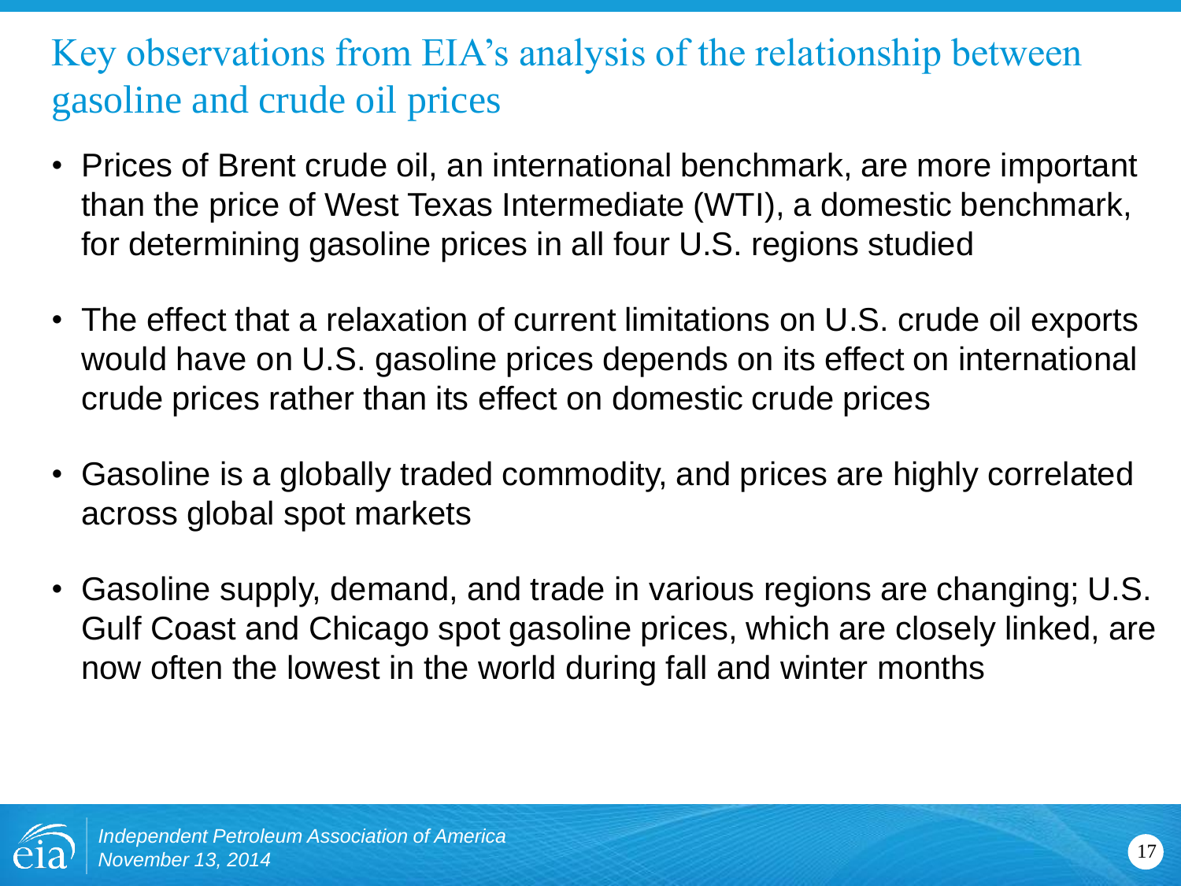## Key observations from EIA's analysis of the relationship between gasoline and crude oil prices

- Prices of Brent crude oil, an international benchmark, are more important than the price of West Texas Intermediate (WTI), a domestic benchmark, for determining gasoline prices in all four U.S. regions studied
- The effect that a relaxation of current limitations on U.S. crude oil exports would have on U.S. gasoline prices depends on its effect on international crude prices rather than its effect on domestic crude prices
- Gasoline is a globally traded commodity, and prices are highly correlated across global spot markets
- Gasoline supply, demand, and trade in various regions are changing; U.S. Gulf Coast and Chicago spot gasoline prices, which are closely linked, are now often the lowest in the world during fall and winter months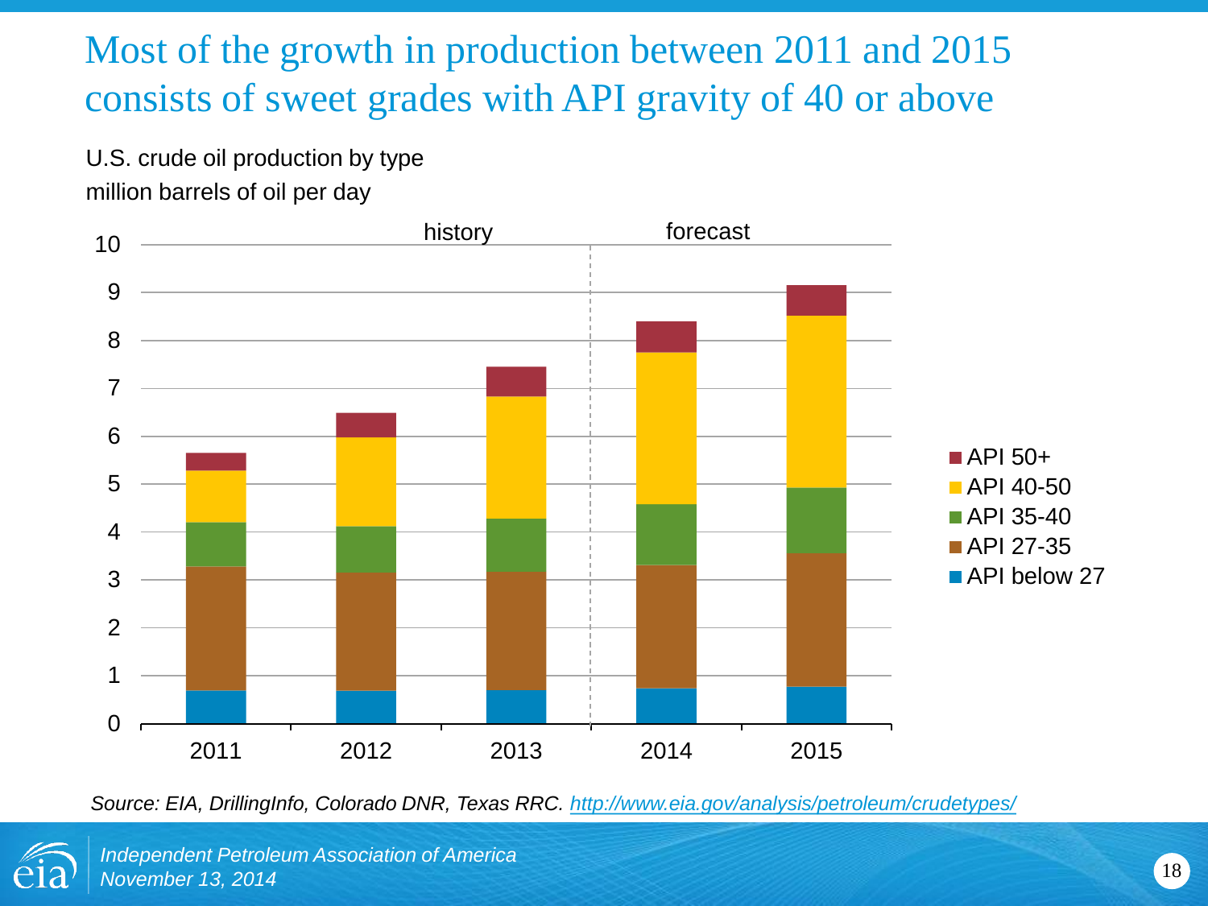# Most of the growth in production between 2011 and 2015 consists of sweet grades with API gravity of 40 or above

U.S. crude oil production by type
million barrels of oil per day

*Source: EIA, DrillingInfo, Colorado DNR, Texas RRC. http://www.eia.gov/analysis/petroleum/crudetypes/*

*Independent Petroleum Association of America*
*November 13, 2014*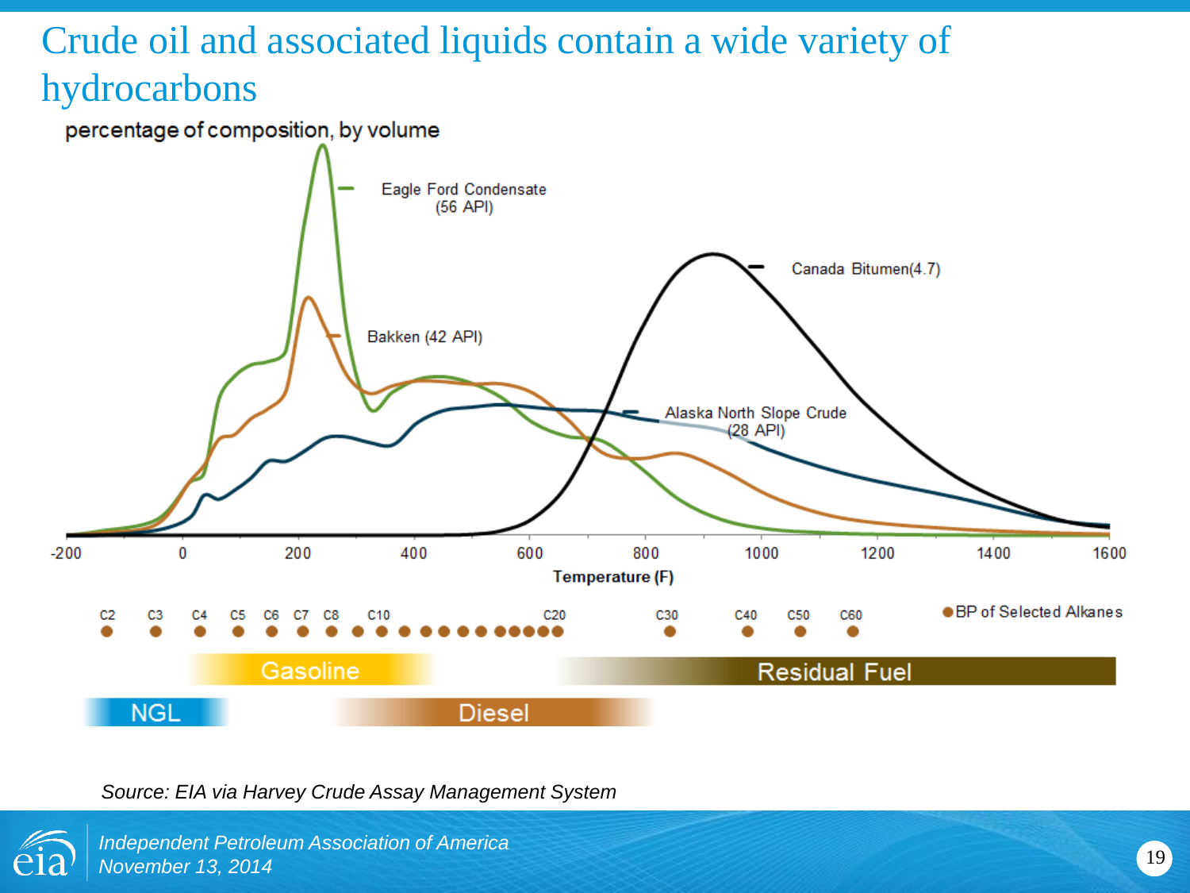# Crude oil and associated liquids contain a wide variety of hydrocarbons

percentage of composition, by volume

Eagle Ford Condensate (56 API)

Canada Bitumen(4.7)

Bakken (42 API)

Alaska North Slope Crude (28 API)

-200 0 200 400 600 800 1000 1200 1400 1600

Temperature (F)

C2 C3 C4 C5 C6 C7 C8 C10 C20 C30 C40 C50 C60

BP of Selected Alkanes

Gasoline

Residual Fuel

NGL

Diesel

*Source: EIA via Harvey Crude Assay Management System*

*Independent Petroleum Association of America*
*November 13, 2014*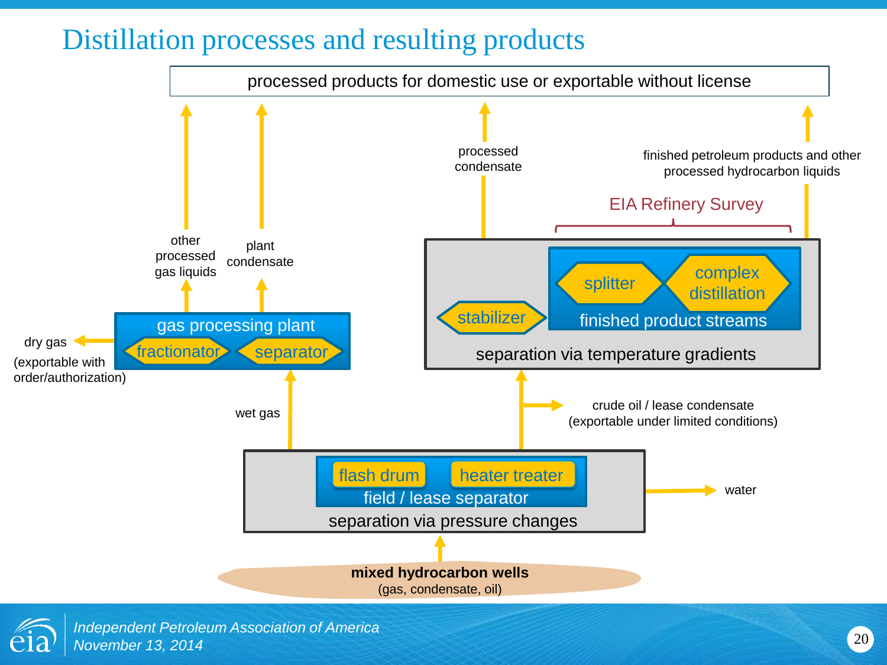# Distillation processes and resulting products

processed products for domestic use or exportable without license

other processed gas liquids

plant condensate

processed condensate

finished petroleum products and other processed hydrocarbon liquids

EIA Refinery Survey

splitter

complex distillation

finished product streams

stabilizer

separation via temperature gradients

gas processing plant

fractionator

separator

dry gas (exportable with order/authorization)

wet gas

crude oil / lease condensate (exportable under limited conditions)

flash drum

heater treater

field / lease separator

separation via pressure changes

water

**mixed hydrocarbon wells**
(gas, condensate, oil)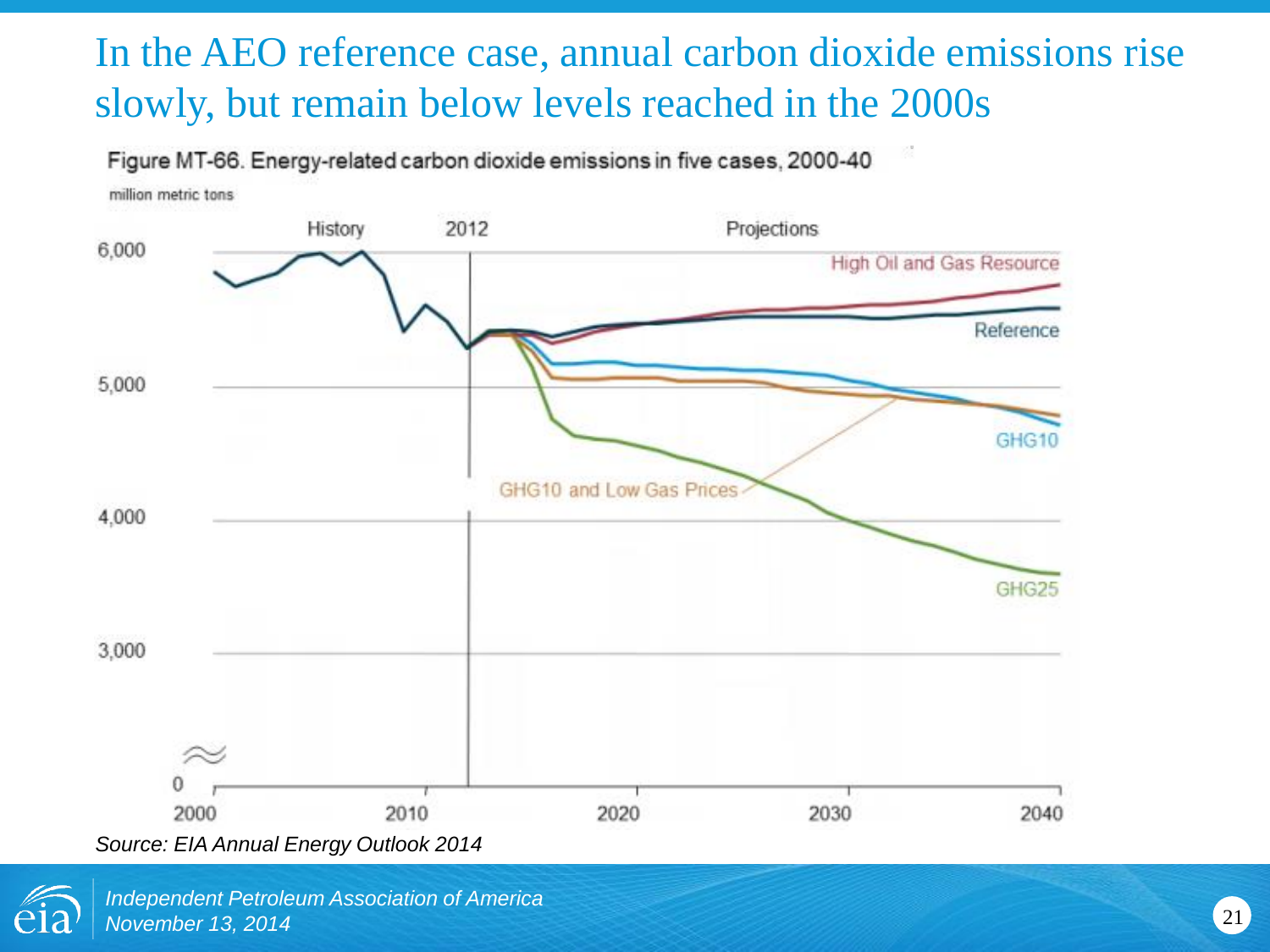# In the AEO reference case, annual carbon dioxide emissions rise slowly, but remain below levels reached in the 2000s

Figure MT-66. Energy-related carbon dioxide emissions in five cases, 2000-40

million metric tons

History | 2012 | Projections

High Oil and Gas Resource

Reference

GHG10

GHG10 and Low Gas Prices

GHG25

*Source: EIA Annual Energy Outlook 2014*

*Independent Petroleum Association of America*
*November 13, 2014*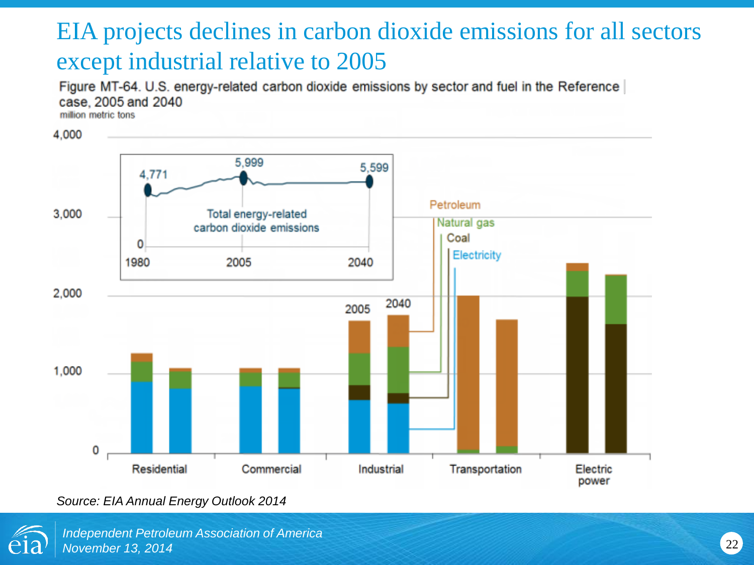# EIA projects declines in carbon dioxide emissions for all sectors except industrial relative to 2005

Figure MT-64. U.S. energy-related carbon dioxide emissions by sector and fuel in the Reference case, 2005 and 2040

million metric tons

Source: *EIA Annual Energy Outlook 2014*

*Independent Petroleum Association of America*
*November 13, 2014*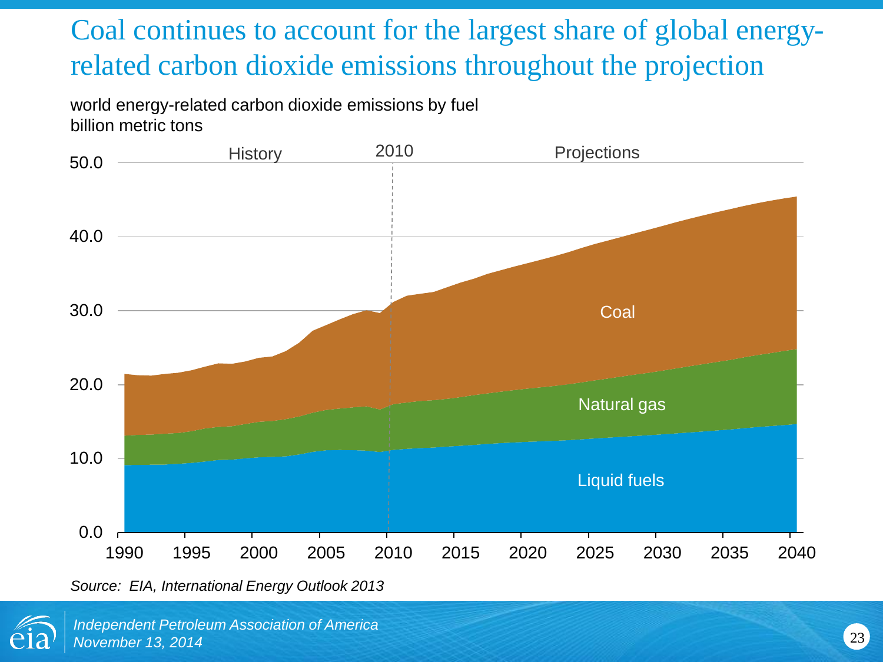# Coal continues to account for the largest share of global energy-related carbon dioxide emissions throughout the projection

world energy-related carbon dioxide emissions by fuel
billion metric tons

History | 2010 | Projections

Coal

Natural gas

Liquid fuels

*Source: EIA, International Energy Outlook 2013*

*Independent Petroleum Association of America*
*November 13, 2014*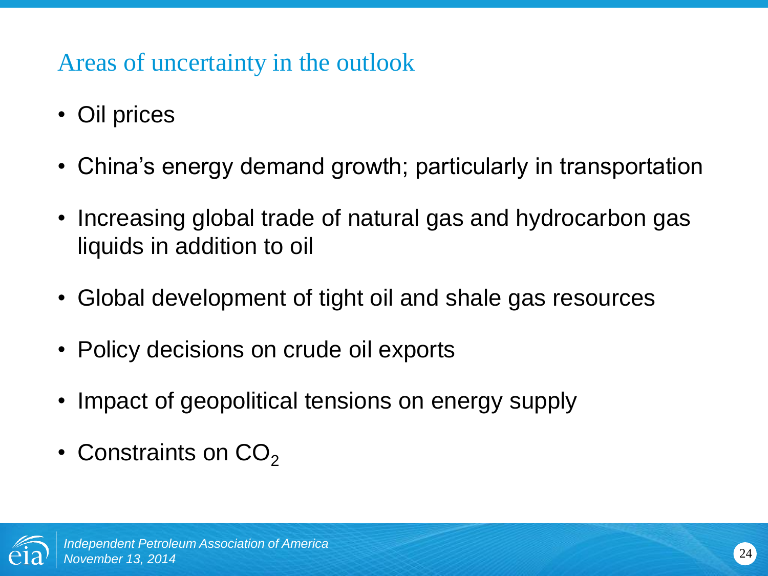## Areas of uncertainty in the outlook

- Oil prices
- China's energy demand growth; particularly in transportation
- Increasing global trade of natural gas and hydrocarbon gas liquids in addition to oil
- Global development of tight oil and shale gas resources
- Policy decisions on crude oil exports
- Impact of geopolitical tensions on energy supply
- Constraints on $CO_2$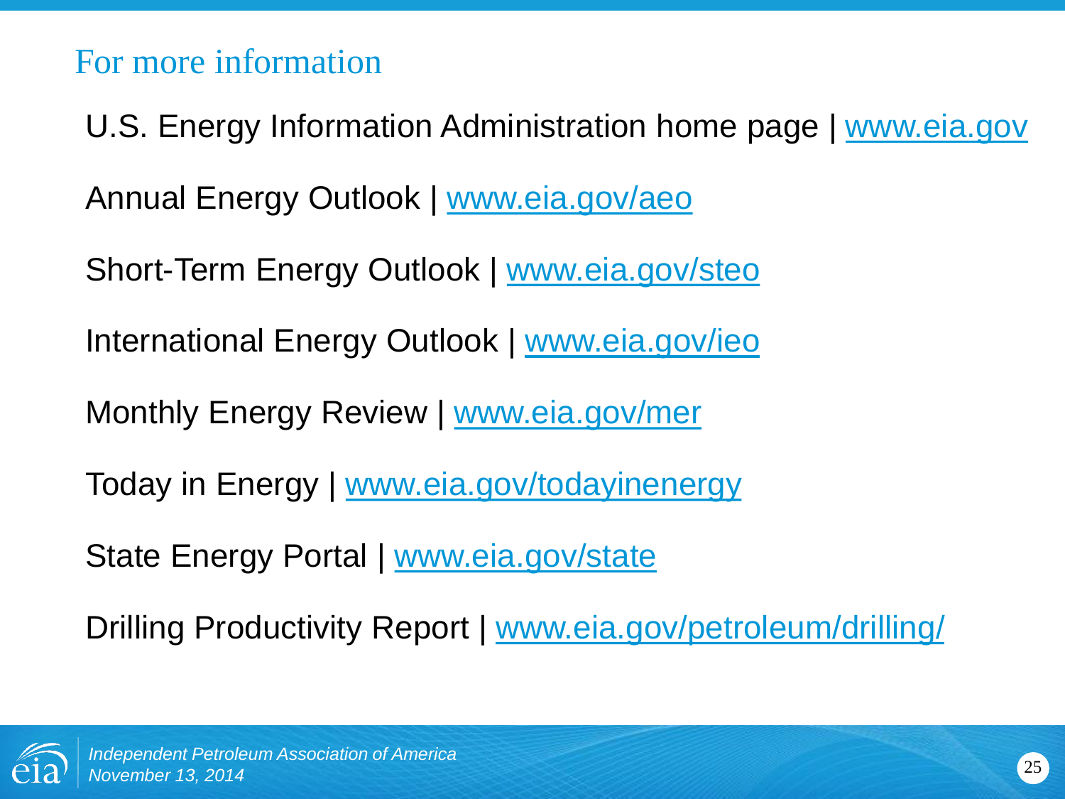# For more information

U.S. Energy Information Administration home page | www.eia.gov

Annual Energy Outlook | www.eia.gov/aeo

Short-Term Energy Outlook | www.eia.gov/steo

International Energy Outlook | www.eia.gov/ieo

Monthly Energy Review | www.eia.gov/mer

Today in Energy | www.eia.gov/todayinenergy

State Energy Portal | www.eia.gov/state

Drilling Productivity Report | www.eia.gov/petroleum/drilling/